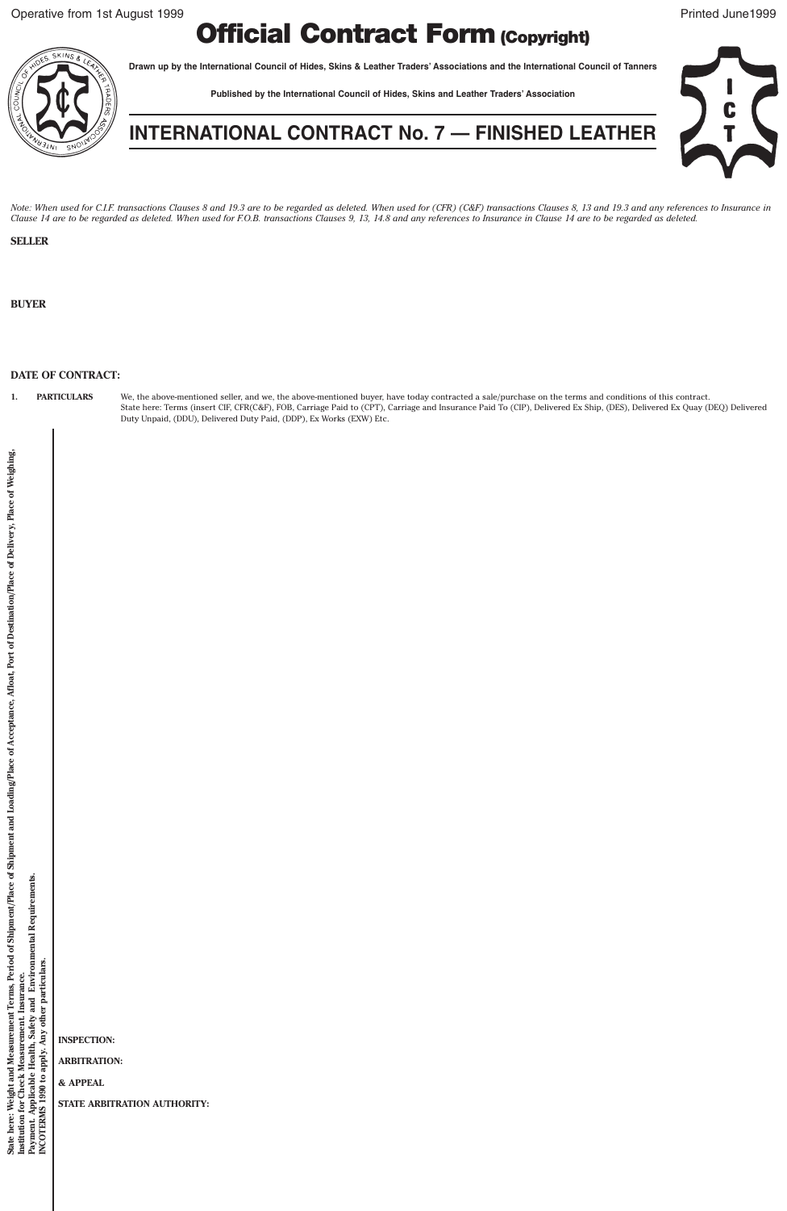Operative from 1st August 1999

Printed June1999

# Official Contract Form (Copyright)

**Drawn up by the International Council of Hides, Skins & Leather Traders' Associations and the International Council of Tanners**

**Published by the International Council of Hides, Skins and Leather Traders' Association**

## INTERNATIONAL CONTRACT No. 7 — FINISHED LEATHER

*Note: When used for C.I.F. transactions Clauses 8 and 19.3 are to be regarded as deleted. When used for (CFR) (C&F) transactions Clauses 8, 13 and 19.3 and any references to Insurance in Clause 14 are to be regarded as deleted. When used for F.O.B. transactions Clauses 9, 13, 14.8 and any references to Insurance in Clause 14 are to be regarded as deleted.*

**SELLER**

**BUYER**

**DATE OF CONTRACT:**

**1. PARTICULARS**

We, the above-mentioned seller, and we, the above-mentioned buyer, have today contracted a sale/purchase on the terms and conditions of this contract.
State here: Terms (insert CIF, CFR(C&F), FOB, Carriage Paid to (CPT), Carriage and Insurance Paid To (CIP), Delivered Ex Ship, (DES), Delivered Ex Quay (DEQ) Delivered Duty Unpaid, (DDU), Delivered Duty Paid, (DDP), Ex Works (EXW) Etc.

**State here: Weight and Measurement Terms, Period of Shipment and Loading/Place of Shipment/Place of Acceptance, Afloat, Port of Destination/Place of Delivery, Place of Weighing, Institution for Check Measurement. Insurance. Payment. Applicable Health, Safety and Environmental Requirements. INCOTERMS 1990 to apply. Any other particulars.**

**INSPECTION:**

**ARBITRATION:**

**& APPEAL**

**STATE ARBITRATION AUTHORITY:**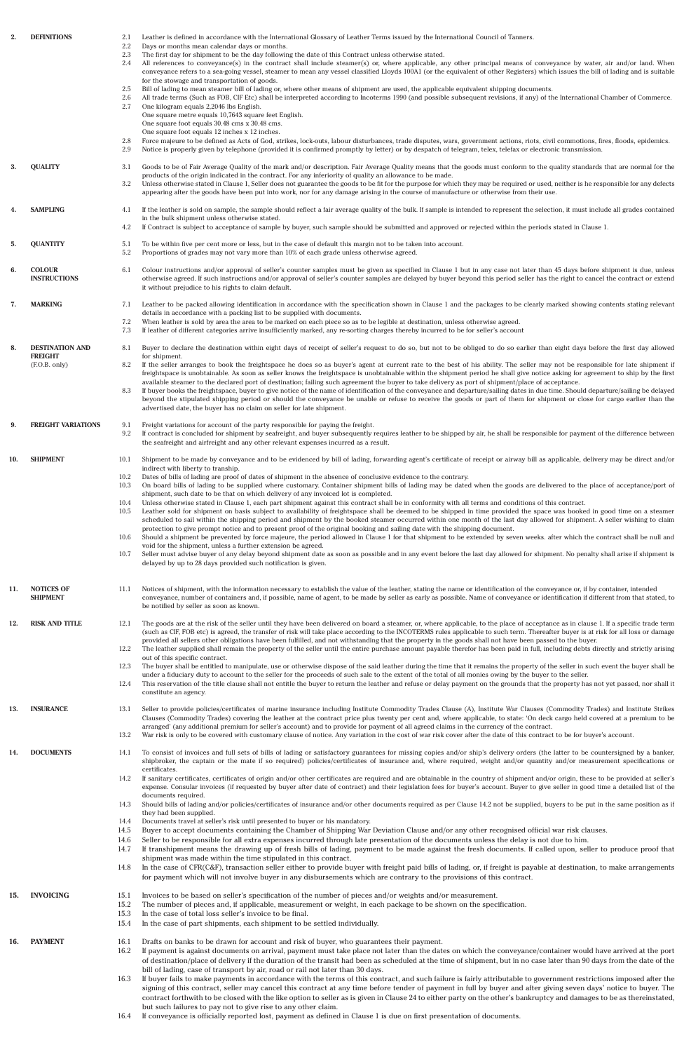## 2. DEFINITIONS

2.1 Leather is defined in accordance with the International Glossary of Leather Terms issued by the International Council of Tanners.

2.2 Days or months mean calendar days or months.

2.3 The first day for shipment to be the day following the date of this Contract unless otherwise stated.

2.4 All references to conveyance(s) in the contract shall include steamer(s) or, where applicable, any other principal means of conveyance by water, air and/or land. When conveyance refers to a sea-going vessel, steamer to mean any vessel classified Lloyds 100A1 (or the equivalent of other Registers) which issues the bill of lading and is suitable for the stowage and transportation of goods.

2.5 Bill of lading to mean steamer bill of lading or, where other means of shipment are used, the applicable equivalent shipping documents.

2.6 All trade terms (Such as FOB, CIF Etc) shall be interpreted according to Incoterms 1990 (and possible subsequent revisions, if any) of the International Chamber of Commerce.

2.7 One kilogram equals 2,2046 lbs English.
One square metre equals 10,7643 square feet English.
One square foot equals 30.48 cms x 30.48 cms.
One square foot equals 12 inches x 12 inches.

2.8 Force majeure to be defined as Acts of God, strikes, lock-outs, labour disturbances, trade disputes, wars, government actions, riots, civil commotions, fires, floods, epidemics.

2.9 Notice is properly given by telephone (provided it is confirmed promptly by letter) or by despatch of telegram, telex, telefax or electronic transmission.

## 3. QUALITY

3.1 Goods to be of Fair Average Quality of the mark and/or description. Fair Average Quality means that the goods must conform to the quality standards that are normal for the products of the origin indicated in the contract. For any inferiority of quality an allowance to be made.

3.2 Unless otherwise stated in Clause 1, Seller does not guarantee the goods to be fit for the purpose for which they may be required or used, neither is he responsible for any defects appearing after the goods have been put into work, nor for any damage arising in the course of manufacture or otherwise from their use.

## 4. SAMPLING

4.1 If the leather is sold on sample, the sample should reflect a fair average quality of the bulk. If sample is intended to represent the selection, it must include all grades contained in the bulk shipment unless otherwise stated.

4.2 If Contract is subject to acceptance of sample by buyer, such sample should be submitted and approved or rejected within the periods stated in Clause 1.

## 5. QUANTITY

5.1 To be within five per cent more or less, but in the case of default this margin not to be taken into account.

5.2 Proportions of grades may not vary more than 10% of each grade unless otherwise agreed.

## 6. COLOUR INSTRUCTIONS

6.1 Colour instructions and/or approval of seller's counter samples must be given as specified in Clause 1 but in any case not later than 45 days before shipment is due, unless otherwise agreed. If such instructions and/or approval of seller's counter samples are delayed by buyer beyond this period seller has the right to cancel the contract or extend it without prejudice to his rights to claim default.

## 7. MARKING

7.1 Leather to be packed allowing identification in accordance with the specification shown in Clause 1 and the packages to be clearly marked showing contents stating relevant details in accordance with a packing list to be supplied with documents.

7.2 When leather is sold by area the area to be marked on each piece so as to be legible at destination, unless otherwise agreed.

7.3 If leather of different categories arrive insufficiently marked, any re-sorting charges thereby incurred to be for seller's account

## 8. DESTINATION AND FREIGHT (F.O.B. only)

8.1 Buyer to declare the destination within eight days of receipt of seller's request to do so, but not to be obliged to do so earlier than eight days before the first day allowed for shipment.

8.2 If the seller arranges to book the freightspace he does so as buyer's agent at current rate to the best of his ability. The seller may not be responsible for late shipment if freightspace is unobtainable. As soon as seller knows the freightspace is unobtainable within the shipment period he shall give notice asking for agreement to ship by the first available steamer to the declared port of destination; failing such agreement the buyer to take delivery as port of shipment/place of acceptance.

8.3 If buyer books the freightspace, buyer to give notice of the name of identification of the conveyance and departure/sailing dates in due time. Should departure/sailing be delayed beyond the stipulated shipping period or should the conveyance be unable or refuse to receive the goods or part of them for shipment or close for cargo earlier than the advertised date, the buyer has no claim on seller for late shipment.

## 9. FREIGHT VARIATIONS

9.1 Freight variations for account of the party responsible for paying the freight.

9.2 If contract is concluded for shipment by seafreight, and buyer subsequently requires leather to be shipped by air, he shall be responsible for payment of the difference between the seafreight and airfreight and any other relevant expenses incurred as a result.

## 10. SHIPMENT

10.1 Shipment to be made by conveyance and to be evidenced by bill of lading, forwarding agent's certificate of receipt or airway bill as applicable, delivery may be direct and/or indirect with liberty to tranship.

10.2 Dates of bills of lading are proof of dates of shipment in the absence of conclusive evidence to the contrary.

10.3 On board bills of lading to be supplied where customary. Container shipment bills of lading may be dated when the goods are delivered to the place of acceptance/port of shipment, such date to be that on which delivery of any invoiced lot is completed.

10.4 Unless otherwise stated in Clause 1, each part shipment against this contract shall be in conformity with all terms and conditions of this contract.

10.5 Leather sold for shipment on basis subject to availability of freightspace shall be deemed to be shipped in time provided the space was booked in good time on a steamer scheduled to sail within the shipping period and shipment by the booked steamer occurred within one month of the last day allowed for shipment. A seller wishing to claim protection to give prompt notice and to present proof of the original booking and sailing date with the shipping document.

10.6 Should a shipment be prevented by force majeure, the period allowed in Clause 1 for that shipment to be extended by seven weeks. after which the contract shall be null and void for the shipment, unless a further extension be agreed.

10.7 Seller must advise buyer of any delay beyond shipment date as soon as possible and in any event before the last day allowed for shipment. No penalty shall arise if shipment is delayed by up to 28 days provided such notification is given.

## 11. NOTICES OF SHIPMENT

11.1 Notices of shipment, with the information necessary to establish the value of the leather, stating the name or identification of the conveyance or, if by container, intended conveyance, number of containers and, if possible, name of agent, to be made by seller as early as possible. Name of conveyance or identification if different from that stated, to be notified by seller as soon as known.

## 12. RISK AND TITLE

12.1 The goods are at the risk of the seller until they have been delivered on board a steamer, or, where applicable, to the place of acceptance as in clause 1. If a specific trade term (such as CIF, FOB etc) is agreed, the transfer of risk will take place according to the INCOTERMS rules applicable to such term. Thereafter buyer is at risk for all loss or damage provided all sellers other obligations have been fulfilled, and not withstanding that the property in the goods shall not have been passed to the buyer.

12.2 The leather supplied shall remain the property of the seller until the entire purchase amount payable therefor has been paid in full, including debts directly and strictly arising out of this specific contract.

12.3 The buyer shall be entitled to manipulate, use or otherwise dispose of the said leather during the time that it remains the property of the seller in such event the buyer shall be under a fiduciary duty to account to the seller for the proceeds of such sale to the extent of the total of all monies owing by the buyer to the seller.

12.4 This reservation of the title clause shall not entitle the buyer to return the leather and refuse or delay payment on the grounds that the property has not yet passed, nor shall it constitute an agency.

## 13. INSURANCE

13.1 Seller to provide policies/certificates of marine insurance including Institute Commodity Trades Clause (A), Institute War Clauses (Commodity Trades) and Institute Strikes Clauses (Commodity Trades) covering the leather at the contract price plus twenty per cent and, where applicable, to state: 'On deck cargo held covered at a premium to be arranged' (any additional premium for seller's account) and to provide for payment of all agreed claims in the currency of the contract.

13.2 War risk is only to be covered with customary clause of notice. Any variation in the cost of war risk cover after the date of this contract to be for buyer's account.

## 14. DOCUMENTS

14.1 To consist of invoices and full sets of bills of lading or satisfactory guarantees for missing copies and/or ship's delivery orders (the latter to be countersigned by a banker, shipbroker, the captain or the mate if so required) policies/certificates of insurance and, where required, weight and/or quantity and/or measurement specifications or certificates.

14.2 If sanitary certificates, certificates of origin and/or other certificates are required and are obtainable in the country of shipment and/or origin, these to be provided at seller's expense. Consular invoices (if requested by buyer after date of contract) and their legislation fees for buyer's account. Buyer to give seller in good time a detailed list of the documents required.

14.3 Should bills of lading and/or policies/certificates of insurance and/or other documents required as per Clause 14.2 not be supplied, buyers to be put in the same position as if they had been supplied.

14.4 Documents travel at seller's risk until presented to buyer or his mandatory.

14.5 Buyer to accept documents containing the Chamber of Shipping War Deviation Clause and/or any other recognised official war risk clauses.

14.6 Seller to be responsible for all extra expenses incurred through late presentation of the documents unless the delay is not due to him.

14.7 If transhipment means the drawing up of fresh bills of lading, payment to be made against the fresh documents. If called upon, seller to produce proof that shipment was made within the time stipulated in this contract.

14.8 In the case of CFR(C&F), transaction seller either to provide buyer with freight paid bills of lading, or, if freight is payable at destination, to make arrangements for payment which will not involve buyer in any disbursements which are contrary to the provisions of this contract.

## 15. INVOICING

15.1 Invoices to be based on seller's specification of the number of pieces and/or weights and/or measurement.

15.2 The number of pieces and, if applicable, measurement or weight, in each package to be shown on the specification.

15.3 In the case of total loss seller's invoice to be final.

15.4 In the case of part shipments, each shipment to be settled individually.

## 16. PAYMENT

16.1 Drafts on banks to be drawn for account and risk of buyer, who guarantees their payment.

16.2 If payment is against documents on arrival, payment must take place not later than the dates on which the conveyance/container would have arrived at the port of destination/place of delivery if the duration of the transit had been as scheduled at the time of shipment, but in no case later than 90 days from the date of the bill of lading, case of transport by air, road or rail not later than 30 days.

16.3 If buyer fails to make payments in accordance with the terms of this contract, and such failure is fairly attributable to government restrictions imposed after the signing of this contract, seller may cancel this contract at any time before tender of payment in full by buyer and after giving seven days' notice to buyer. The contract forthwith to be closed with the like option to seller as is given in Clause 24 to either party on the other's bankruptcy and damages to be as thereinstated, but such failures to pay not to give rise to any other claim.

16.4 If conveyance is officially reported lost, payment as defined in Clause 1 is due on first presentation of documents.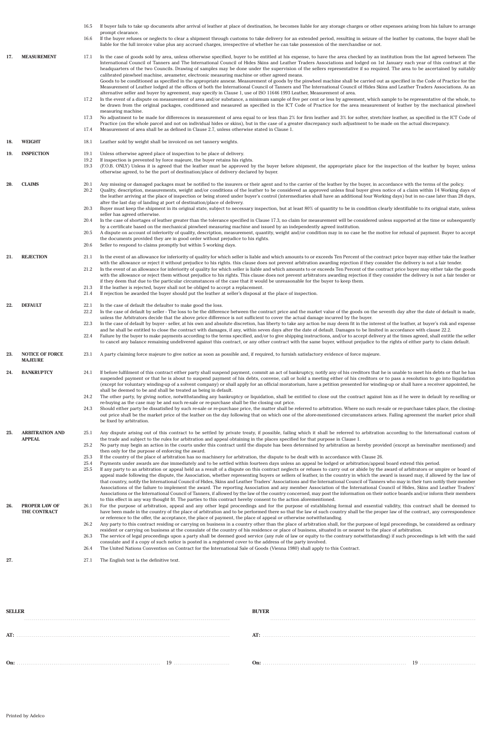16.5 If buyer fails to take up documents after arrival of leather at place of destination, he becomes liable for any storage charges or other expenses arising from his failure to arrange prompt clearance.

16.6 If the buyer refuses or neglects to clear a shipment through customs to take delivery for an extended period, resulting in seizure of the leather by customs, the buyer shall be liable for the full invoice value plus any accrued charges, irrespective of whether he can take possession of the merchandise or not.

**17. MEASUREMENT**

17.1 In the case of goods sold by area, unless otherwise specified, buyer to be entitled at his expense, to have the area checked by an institution from the list agreed between The International Council of Tanners and The International Council of Hides Skins and Leather Traders Associations and lodged on 1st January each year of this contract at the headquarters of the two Councils. Drawing of samples may be done under the supervision of the sellers representative if so required. The area to be ascertained by suitably calibrated pinwheel machine, areameter, electronic measuring machine or other agreed means.
Goods to be conditioned as specified in the appropriate annexe. Measurement of goods by the pinwheel machine shall be carried out as specified in the Code of Practice for the Measurement of Leather lodged at the offices of both the International Council of Tanners and The International Council of Hides Skins and Leather Traders Associations. As an alternative seller and buyer by agreement, may specify in Clause 1, use of ISO 11646 1993 Leather, Measurement of area.

17.2 In the event of a dispute on measurement of area and/or substance, a minimum sample of five per cent or less by agreement, which sample to be representative of the whole, to be drawn from the original packages, conditioned and measured as specified in the ICT Code of Practice for the area measurement of leather by the mechanical pinwheel measuring machine.

17.3 No adjustment to be made for differences in measurement of area equal to or less than 2% for firm leather and 3% for softer, stretchier leather, as specified in the ICT Code of Practice (on the whole parcel and not on individual hides or skins), but in the case of a greater discrepancy such adjustment to be made on the actual discrepancy.

17.4 Measurement of area shall be as defined in Clause 2.7, unless otherwise stated in Clause 1.

**18. WEIGHT**

18.1 Leather sold by weight shall be invoiced on net tannery weights.

**19. INSPECTION**

19.1 Unless otherwise agreed place of inspection to be place of delivery.

19.2 If inspection is prevented by force majeure, the buyer retains his rights.

19.3 (F.O.B. ONLY) Unless it is agreed that the leather must be approved by the buyer before shipment, the appropriate place for the inspection of the leather by buyer, unless otherwise agreed, to be the port of destination/place of delivery declared by buyer.

**20. CLAIMS**

20.1 Any missing or damaged packages must be notified to the insurers or their agent and to the carrier of the leather by the buyer, in accordance with the terms of the policy.

20.2 Quality, description, measurements, weight and/or conditions of the leather to be considered as approved unless final buyer gives notice of a claim within 14 Working days of the leather arriving at the place of inspection or being stored under buyer's control (intermediaries shall have an additional four Working days) but in no case later than 28 days, after the last day of landing at port of destination/place of delivery.

20.3 Buyer must keep the shipment in its original state, subject to necessary inspection, but at least 80% of quantity to be in condition clearly identifiable to its original state, unless seller has agreed otherwise.

20.4 In the case of shortages of leather greater than the tolerance specified in Clause 17.3, no claim for measurement will be considered unless supported at the time or subsequently by a certificate based on the mechanical pinwheel measuring machine and issued by an independently agreed institution.

20.5 A dispute on account of inferiority of quality, description, measurement, quantity, weight and/or condition may in no case be the motive for refusal of payment. Buyer to accept the documents provided they are in good order without prejudice to his rights.

20.6 Seller to respond to claims promptly but within 5 working days.

**21. REJECTION**

21.1 In the event of an allowance for inferiority of quality for which seller is liable and which amounts to or exceeds Ten Percent of the contract price buyer may either take the leather with the allowance or reject it without prejudice to his rights. this clause does not prevent arbitrators awarding rejection if they consider the delivery is not a fair tender.

21.2 In the event of an allowance for inferiority of quality for which seller is liable and which amounts to or exceeds Ten Percent of the contract price buyer may either take the goods with the allowance or reject them without prejudice to his rights. This clause does not prevent arbitrators awarding rejection if they consider the delivery is not a fair tender or if they deem that due to the particular circumstances of the case that it would be unreasonable for the buyer to keep them.

21.3 If the leather is rejected, buyer shall not be obliged to accept a replacement.

21.4 If rejection be awarded the buyer should put the leather at seller's disposal at the place of inspection.

**22. DEFAULT**

22.1 In the case of default the defaulter to make good the loss.

22.2 In the case of default by seller - The loss to be the difference between the contract price and the market value of the goods on the seventh day after the date of default is made, unless the Arbitrators decide that the above price difference is not sufficient to cover the actual damage incurred by the buyer.

22.3 In the case of default by buyer - seller, at his own and absolute discretion, has liberty to take any action he may deem fit in the interest of the leather, at buyer's risk and expense and he shall be entitled to close the contract with damages, if any, within seven days after the date of default. Damages to be limited in accordance with clause 22.2.

22.4 Failure by the buyer to make payments according to the terms specified, and/or to give shipping instructions, and/or to accept delivery at the times agreed, shall entitle the seller to cancel any balance remaining undelivered against this contract, or any other contract with the same buyer, without prejudice to the rights of either party to claim default.

**23. NOTICE OF FORCE MAJEURE**

23.1 A party claiming force majeure to give notice as soon as possible and, if required, to furnish satisfactory evidence of force majeure.

**24. BANKRUPTCY**

24.1 If before fulfilment of this contract either party shall suspend payment, commit an act of bankruptcy, notify any of his creditors that he is unable to meet his debts or that he has suspended payment or that he is about to suspend payment of his debts, convene, call or hold a meeting either of his creditors or to pass a resolution to go into liquidation (except for voluntary winding-up of a solvent company) or shall apply for an official moratorium, have a petition presented for winding-up or shall have a receiver appointed, he shall be deemed to be and shall be treated as being in default.

24.2 The other party, by giving notice, notwithstanding any bankruptcy or liquidation, shall be entitled to close out the contract against him as if he were in default by re-selling or re-buying as the case may be and such re-sale or re-purchase shall be the closing out price.

24.3 Should either party be dissatisfied by such re-sale or re-purchase price, the matter shall be referred to arbitration. Where no such re-sale or re-purchase takes place, the closing-out price shall be the market price of the leather on the day following that on which one of the afore-mentioned circumstances arises. Failing agreement the market price shall be fixed by arbitration.

**25. ARBITRATION AND APPEAL**

25.1 Any dispute arising out of this contract to be settled by private treaty, if possible, failing which it shall be referred to arbitration according to the International custom of the trade and subject to the rules for arbitration and appeal obtaining in the places specified for that purpose in Clause 1.

25.2 No party may begin an action in the courts under this contract until the dispute has been determined by arbitration as hereby provided (except as hereinafter mentioned) and then only for the purpose of enforcing the award.

25.3 If the country of the place of arbitration has no machinery for arbitration, the dispute to be dealt with in accordance with Clause 26.

25.4 Payments under awards are due immediately and to be settled within fourteen days unless an appeal be lodged or arbitration/appeal board extend this period.

25.5 If any party to an arbitration or appeal held as a result of a dispute on this contract neglects or refuses to carry out or abide by the award of arbitrators or umpire or board of appeal made following the dispute, the Association, whether representing buyers or sellers of leather, in the country in which the award is issued may, if allowed by the law of that country, notify the International Council of Hides, Skins and Leather Traders' Associations and the International Council of Tanners who may in their turn notify their member Associations of the failure to implement the award. The reporting Association and any member Association of the International Council of Hides, Skins and Leather Traders' Associations or the International Council of Tanners, if allowed by the law of the country concerned, may post the information on their notice boards and/or inform their members to this effect in any way thought fit. The parties to this contract hereby consent to the action aforementioned.

**26. PROPER LAW OF THE CONTRACT**

26.1 For the purpose of arbitration, appeal and any other legal proceedings and for the purpose of establishing formal and essential validity, this contract shall be deemed to have been made in the country of the place of arbitration and to be performed there so that the law of such country shall be the proper law of the contract, any correspondence or reference to the offer, the acceptance, the place of payment, the place of appeal or otherwise notwithstanding.

26.2 Any party to this contract residing or carrying on business in a country other than the place of arbitration shall, for the purpose of legal proceedings, be considered as ordinary resident or carrying on business at the consulate of the country of his residence or place of business, situated in or nearest to the place of arbitration.

26.3 The service of legal proceedings upon a party shall be deemed good service (any rule of law or equity to the contrary notwithstanding) if such proceedings is left with the said consulate and if a copy of such notice is posted in a registered cover to the address of the party involved.

26.4 The United Nations Convention on Contract for the International Sale of Goods (Vienna 1980) shall apply to this Contract.

**27.**

27.1 The English text is the definitive text.

**SELLER** ..............................................................

**AT:** ..............................................................

**On:** .............................................. 19 ..............

**BUYER** ..............................................................

**AT:** ..............................................................

**On:** .............................................. 19 ..............

Printed by Adelco